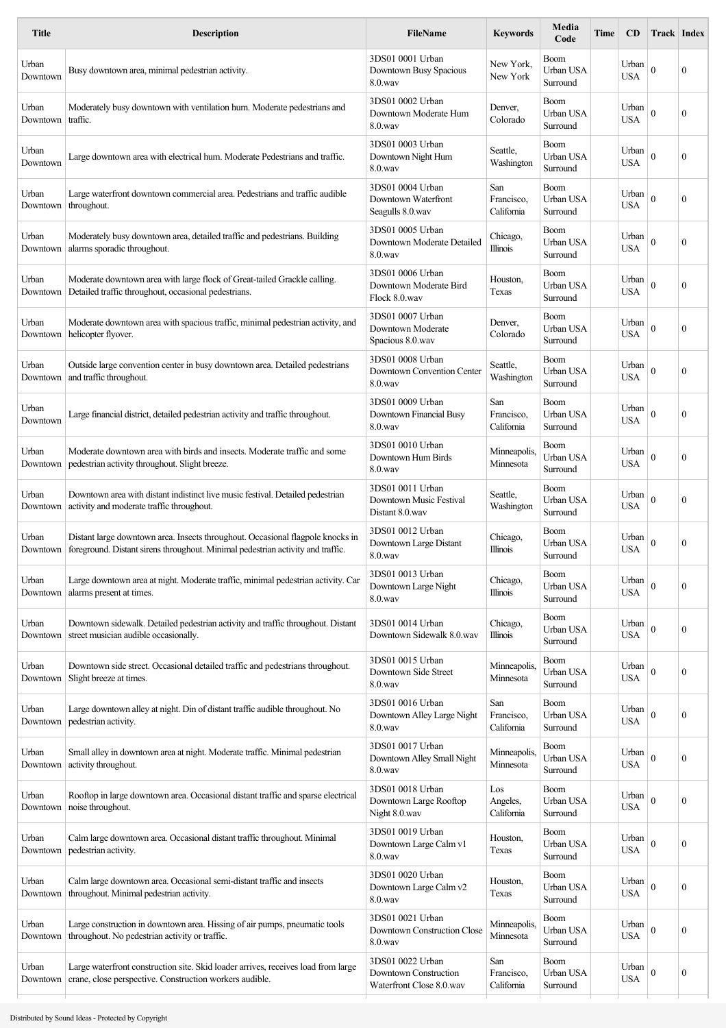| Title | Description | FileName | Keywords | Media Code | Time | CD | Track | Index |
|---|---|---|---|---|---|---|---|---|
| Urban Downtown | Busy downtown area, minimal pedestrian activity. | 3DS01 0001 Urban Downtown Busy Spacious 8.0.wav | New York, New York | Boom Urban USA Surround | | Urban USA | 0 | 0 |
| Urban Downtown | Moderately busy downtown with ventilation hum. Moderate pedestrians and traffic. | 3DS01 0002 Urban Downtown Moderate Hum 8.0.wav | Denver, Colorado | Boom Urban USA Surround | | Urban USA | 0 | 0 |
| Urban Downtown | Large downtown area with electrical hum. Moderate Pedestrians and traffic. | 3DS01 0003 Urban Downtown Night Hum 8.0.wav | Seattle, Washington | Boom Urban USA Surround | | Urban USA | 0 | 0 |
| Urban Downtown | Large waterfront downtown commercial area. Pedestrians and traffic audible throughout. | 3DS01 0004 Urban Downtown Waterfront Seagulls 8.0.wav | San Francisco, California | Boom Urban USA Surround | | Urban USA | 0 | 0 |
| Urban Downtown | Moderately busy downtown area, detailed traffic and pedestrians. Building alarms sporadic throughout. | 3DS01 0005 Urban Downtown Moderate Detailed 8.0.wav | Chicago, Illinois | Boom Urban USA Surround | | Urban USA | 0 | 0 |
| Urban Downtown | Moderate downtown area with large flock of Great-tailed Grackle calling. Detailed traffic throughout, occasional pedestrians. | 3DS01 0006 Urban Downtown Moderate Bird Flock 8.0.wav | Houston, Texas | Boom Urban USA Surround | | Urban USA | 0 | 0 |
| Urban Downtown | Moderate downtown area with spacious traffic, minimal pedestrian activity, and helicopter flyover. | 3DS01 0007 Urban Downtown Moderate Spacious 8.0.wav | Denver, Colorado | Boom Urban USA Surround | | Urban USA | 0 | 0 |
| Urban Downtown | Outside large convention center in busy downtown area. Detailed pedestrians and traffic throughout. | 3DS01 0008 Urban Downtown Convention Center 8.0.wav | Seattle, Washington | Boom Urban USA Surround | | Urban USA | 0 | 0 |
| Urban Downtown | Large financial district, detailed pedestrian activity and traffic throughout. | 3DS01 0009 Urban Downtown Financial Busy 8.0.wav | San Francisco, California | Boom Urban USA Surround | | Urban USA | 0 | 0 |
| Urban Downtown | Moderate downtown area with birds and insects. Moderate traffic and some pedestrian activity throughout. Slight breeze. | 3DS01 0010 Urban Downtown Hum Birds 8.0.wav | Minneapolis, Minnesota | Boom Urban USA Surround | | Urban USA | 0 | 0 |
| Urban Downtown | Downtown area with distant indistinct live music festival. Detailed pedestrian activity and moderate traffic throughout. | 3DS01 0011 Urban Downtown Music Festival Distant 8.0.wav | Seattle, Washington | Boom Urban USA Surround | | Urban USA | 0 | 0 |
| Urban Downtown | Distant large downtown area. Insects throughout. Occasional flagpole knocks in foreground. Distant sirens throughout. Minimal pedestrian activity and traffic. | 3DS01 0012 Urban Downtown Large Distant 8.0.wav | Chicago, Illinois | Boom Urban USA Surround | | Urban USA | 0 | 0 |
| Urban Downtown | Large downtown area at night. Moderate traffic, minimal pedestrian activity. Car alarms present at times. | 3DS01 0013 Urban Downtown Large Night 8.0.wav | Chicago, Illinois | Boom Urban USA Surround | | Urban USA | 0 | 0 |
| Urban Downtown | Downtown sidewalk. Detailed pedestrian activity and traffic throughout. Distant street musician audible occasionally. | 3DS01 0014 Urban Downtown Sidewalk 8.0.wav | Chicago, Illinois | Boom Urban USA Surround | | Urban USA | 0 | 0 |
| Urban Downtown | Downtown side street. Occasional detailed traffic and pedestrians throughout. Slight breeze at times. | 3DS01 0015 Urban Downtown Side Street 8.0.wav | Minneapolis, Minnesota | Boom Urban USA Surround | | Urban USA | 0 | 0 |
| Urban Downtown | Large downtown alley at night. Din of distant traffic audible throughout. No pedestrian activity. | 3DS01 0016 Urban Downtown Alley Large Night 8.0.wav | San Francisco, California | Boom Urban USA Surround | | Urban USA | 0 | 0 |
| Urban Downtown | Small alley in downtown area at night. Moderate traffic. Minimal pedestrian activity throughout. | 3DS01 0017 Urban Downtown Alley Small Night 8.0.wav | Minneapolis, Minnesota | Boom Urban USA Surround | | Urban USA | 0 | 0 |
| Urban Downtown | Rooftop in large downtown area. Occasional distant traffic and sparse electrical noise throughout. | 3DS01 0018 Urban Downtown Large Rooftop Night 8.0.wav | Los Angeles, California | Boom Urban USA Surround | | Urban USA | 0 | 0 |
| Urban Downtown | Calm large downtown area. Occasional distant traffic throughout. Minimal pedestrian activity. | 3DS01 0019 Urban Downtown Large Calm v1 8.0.wav | Houston, Texas | Boom Urban USA Surround | | Urban USA | 0 | 0 |
| Urban Downtown | Calm large downtown area. Occasional semi-distant traffic and insects throughout. Minimal pedestrian activity. | 3DS01 0020 Urban Downtown Large Calm v2 8.0.wav | Houston, Texas | Boom Urban USA Surround | | Urban USA | 0 | 0 |
| Urban Downtown | Large construction in downtown area. Hissing of air pumps, pneumatic tools throughout. No pedestrian activity or traffic. | 3DS01 0021 Urban Downtown Construction Close 8.0.wav | Minneapolis, Minnesota | Boom Urban USA Surround | | Urban USA | 0 | 0 |
| Urban Downtown | Large waterfront construction site. Skid loader arrives, receives load from large crane, close perspective. Construction workers audible. | 3DS01 0022 Urban Downtown Construction Waterfront Close 8.0.wav | San Francisco, California | Boom Urban USA Surround | | Urban USA | 0 | 0 |

Distributed by Sound Ideas - Protected by Copyright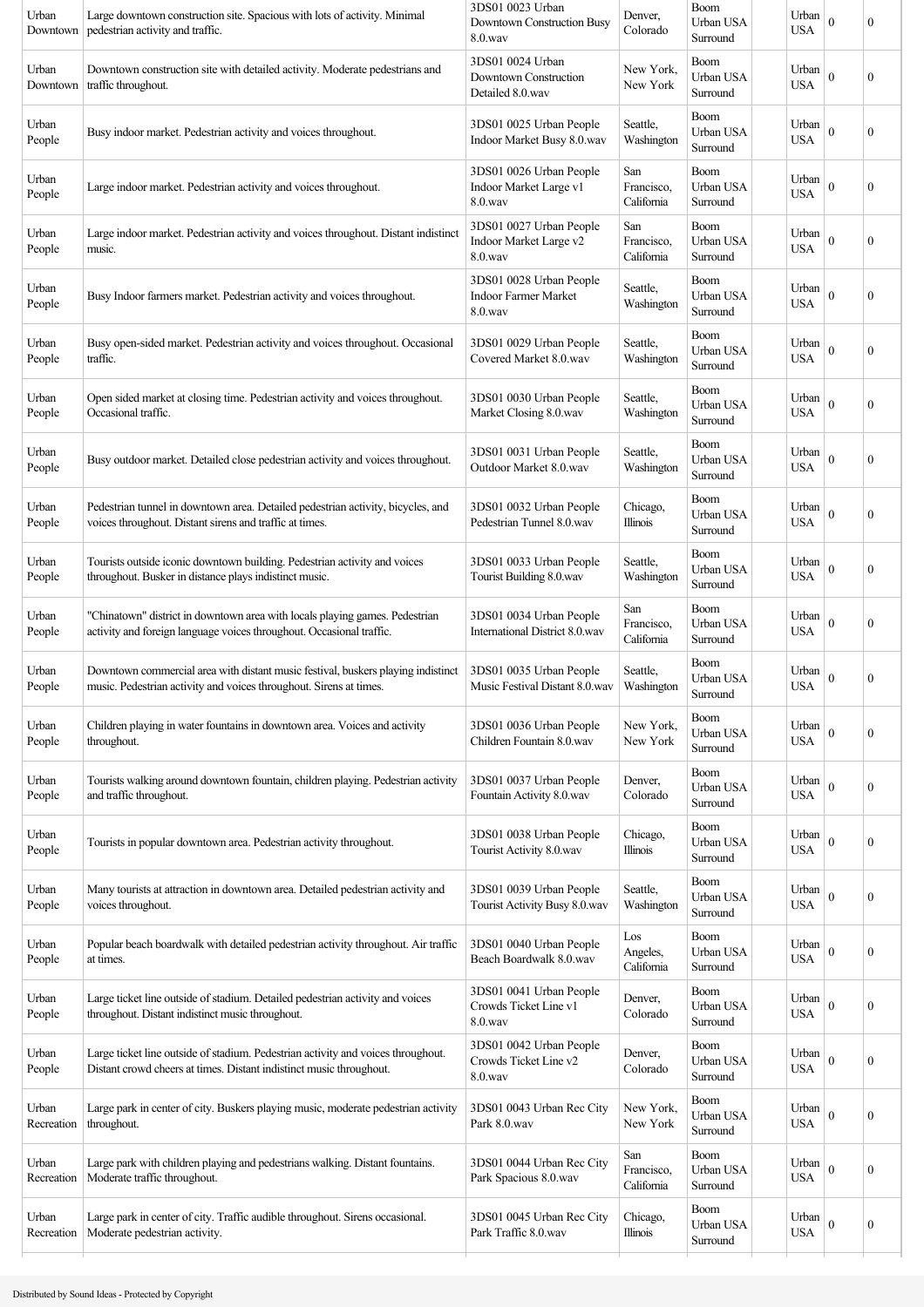| Urban Downtown | Large downtown construction site. Spacious with lots of activity. Minimal pedestrian activity and traffic. | 3DS01 0023 Urban Downtown Construction Busy 8.0.wav | Denver, Colorado | Boom Urban USA Surround | | Urban USA | 0 | 0 |
|---|---|---|---|---|---|---|---|---|
| Urban Downtown | Downtown construction site with detailed activity. Moderate pedestrians and traffic throughout. | 3DS01 0024 Urban Downtown Construction Detailed 8.0.wav | New York, New York | Boom Urban USA Surround | | Urban USA | 0 | 0 |
| Urban People | Busy indoor market. Pedestrian activity and voices throughout. | 3DS01 0025 Urban People Indoor Market Busy 8.0.wav | Seattle, Washington | Boom Urban USA Surround | | Urban USA | 0 | 0 |
| Urban People | Large indoor market. Pedestrian activity and voices throughout. | 3DS01 0026 Urban People Indoor Market Large v1 8.0.wav | San Francisco, California | Boom Urban USA Surround | | Urban USA | 0 | 0 |
| Urban People | Large indoor market. Pedestrian activity and voices throughout. Distant indistinct music. | 3DS01 0027 Urban People Indoor Market Large v2 8.0.wav | San Francisco, California | Boom Urban USA Surround | | Urban USA | 0 | 0 |
| Urban People | Busy Indoor farmers market. Pedestrian activity and voices throughout. | 3DS01 0028 Urban People Indoor Farmer Market 8.0.wav | Seattle, Washington | Boom Urban USA Surround | | Urban USA | 0 | 0 |
| Urban People | Busy open-sided market. Pedestrian activity and voices throughout. Occasional traffic. | 3DS01 0029 Urban People Covered Market 8.0.wav | Seattle, Washington | Boom Urban USA Surround | | Urban USA | 0 | 0 |
| Urban People | Open sided market at closing time. Pedestrian activity and voices throughout. Occasional traffic. | 3DS01 0030 Urban People Market Closing 8.0.wav | Seattle, Washington | Boom Urban USA Surround | | Urban USA | 0 | 0 |
| Urban People | Busy outdoor market. Detailed close pedestrian activity and voices throughout. | 3DS01 0031 Urban People Outdoor Market 8.0.wav | Seattle, Washington | Boom Urban USA Surround | | Urban USA | 0 | 0 |
| Urban People | Pedestrian tunnel in downtown area. Detailed pedestrian activity, bicycles, and voices throughout. Distant sirens and traffic at times. | 3DS01 0032 Urban People Pedestrian Tunnel 8.0.wav | Chicago, Illinois | Boom Urban USA Surround | | Urban USA | 0 | 0 |
| Urban People | Tourists outside iconic downtown building. Pedestrian activity and voices throughout. Busker in distance plays indistinct music. | 3DS01 0033 Urban People Tourist Building 8.0.wav | Seattle, Washington | Boom Urban USA Surround | | Urban USA | 0 | 0 |
| Urban People | "Chinatown" district in downtown area with locals playing games. Pedestrian activity and foreign language voices throughout. Occasional traffic. | 3DS01 0034 Urban People International District 8.0.wav | San Francisco, California | Boom Urban USA Surround | | Urban USA | 0 | 0 |
| Urban People | Downtown commercial area with distant music festival, buskers playing indistinct music. Pedestrian activity and voices throughout. Sirens at times. | 3DS01 0035 Urban People Music Festival Distant 8.0.wav | Seattle, Washington | Boom Urban USA Surround | | Urban USA | 0 | 0 |
| Urban People | Children playing in water fountains in downtown area. Voices and activity throughout. | 3DS01 0036 Urban People Children Fountain 8.0.wav | New York, New York | Boom Urban USA Surround | | Urban USA | 0 | 0 |
| Urban People | Tourists walking around downtown fountain, children playing. Pedestrian activity and traffic throughout. | 3DS01 0037 Urban People Fountain Activity 8.0.wav | Denver, Colorado | Boom Urban USA Surround | | Urban USA | 0 | 0 |
| Urban People | Tourists in popular downtown area. Pedestrian activity throughout. | 3DS01 0038 Urban People Tourist Activity 8.0.wav | Chicago, Illinois | Boom Urban USA Surround | | Urban USA | 0 | 0 |
| Urban People | Many tourists at attraction in downtown area. Detailed pedestrian activity and voices throughout. | 3DS01 0039 Urban People Tourist Activity Busy 8.0.wav | Seattle, Washington | Boom Urban USA Surround | | Urban USA | 0 | 0 |
| Urban People | Popular beach boardwalk with detailed pedestrian activity throughout. Air traffic at times. | 3DS01 0040 Urban People Beach Boardwalk 8.0.wav | Los Angeles, California | Boom Urban USA Surround | | Urban USA | 0 | 0 |
| Urban People | Large ticket line outside of stadium. Detailed pedestrian activity and voices throughout. Distant indistinct music throughout. | 3DS01 0041 Urban People Crowds Ticket Line v1 8.0.wav | Denver, Colorado | Boom Urban USA Surround | | Urban USA | 0 | 0 |
| Urban People | Large ticket line outside of stadium. Pedestrian activity and voices throughout. Distant crowd cheers at times. Distant indistinct music throughout. | 3DS01 0042 Urban People Crowds Ticket Line v2 8.0.wav | Denver, Colorado | Boom Urban USA Surround | | Urban USA | 0 | 0 |
| Urban Recreation | Large park in center of city. Buskers playing music, moderate pedestrian activity throughout. | 3DS01 0043 Urban Rec City Park 8.0.wav | New York, New York | Boom Urban USA Surround | | Urban USA | 0 | 0 |
| Urban Recreation | Large park with children playing and pedestrians walking. Distant fountains. Moderate traffic throughout. | 3DS01 0044 Urban Rec City Park Spacious 8.0.wav | San Francisco, California | Boom Urban USA Surround | | Urban USA | 0 | 0 |
| Urban Recreation | Large park in center of city. Traffic audible throughout. Sirens occasional. Moderate pedestrian activity. | 3DS01 0045 Urban Rec City Park Traffic 8.0.wav | Chicago, Illinois | Boom Urban USA Surround | | Urban USA | 0 | 0 |

Distributed by Sound Ideas - Protected by Copyright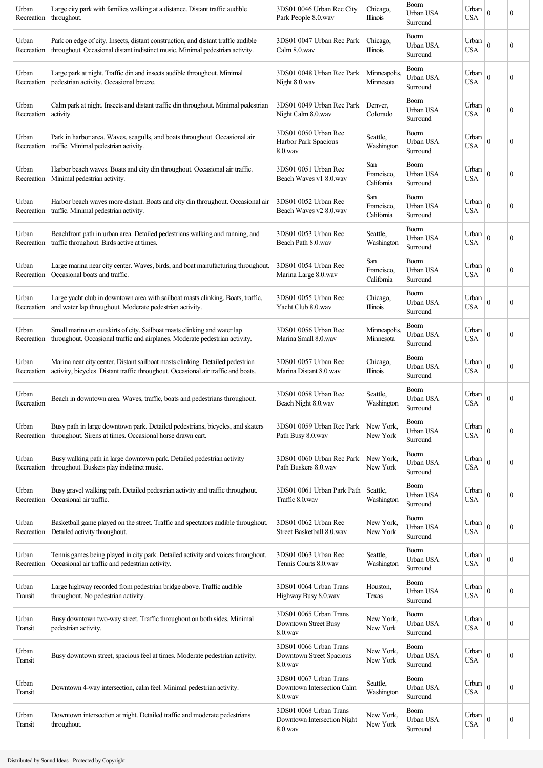| | | | | | | | | |
|---|---|---|---|---|---|---|---|---|
| Urban Recreation | Large city park with families walking at a distance. Distant traffic audible throughout. | 3DS01 0046 Urban Rec City Park People 8.0.wav | Chicago, Illinois | Boom Urban USA Surround | | Urban USA | 0 | 0 |
| Urban Recreation | Park on edge of city. Insects, distant construction, and distant traffic audible throughout. Occasional distant indistinct music. Minimal pedestrian activity. | 3DS01 0047 Urban Rec Park Calm 8.0.wav | Chicago, Illinois | Boom Urban USA Surround | | Urban USA | 0 | 0 |
| Urban Recreation | Large park at night. Traffic din and insects audible throughout. Minimal pedestrian activity. Occasional breeze. | 3DS01 0048 Urban Rec Park Night 8.0.wav | Minneapolis, Minnesota | Boom Urban USA Surround | | Urban USA | 0 | 0 |
| Urban Recreation | Calm park at night. Insects and distant traffic din throughout. Minimal pedestrian activity. | 3DS01 0049 Urban Rec Park Night Calm 8.0.wav | Denver, Colorado | Boom Urban USA Surround | | Urban USA | 0 | 0 |
| Urban Recreation | Park in harbor area. Waves, seagulls, and boats throughout. Occasional air traffic. Minimal pedestrian activity. | 3DS01 0050 Urban Rec Harbor Park Spacious 8.0.wav | Seattle, Washington | Boom Urban USA Surround | | Urban USA | 0 | 0 |
| Urban Recreation | Harbor beach waves. Boats and city din throughout. Occasional air traffic. Minimal pedestrian activity. | 3DS01 0051 Urban Rec Beach Waves v1 8.0.wav | San Francisco, California | Boom Urban USA Surround | | Urban USA | 0 | 0 |
| Urban Recreation | Harbor beach waves more distant. Boats and city din throughout. Occasional air traffic. Minimal pedestrian activity. | 3DS01 0052 Urban Rec Beach Waves v2 8.0.wav | San Francisco, California | Boom Urban USA Surround | | Urban USA | 0 | 0 |
| Urban Recreation | Beachfront path in urban area. Detailed pedestrians walking and running, and traffic throughout. Birds active at times. | 3DS01 0053 Urban Rec Beach Path 8.0.wav | Seattle, Washington | Boom Urban USA Surround | | Urban USA | 0 | 0 |
| Urban Recreation | Large marina near city center. Waves, birds, and boat manufacturing throughout. Occasional boats and traffic. | 3DS01 0054 Urban Rec Marina Large 8.0.wav | San Francisco, California | Boom Urban USA Surround | | Urban USA | 0 | 0 |
| Urban Recreation | Large yacht club in downtown area with sailboat masts clinking. Boats, traffic, and water lap throughout. Moderate pedestrian activity. | 3DS01 0055 Urban Rec Yacht Club 8.0.wav | Chicago, Illinois | Boom Urban USA Surround | | Urban USA | 0 | 0 |
| Urban Recreation | Small marina on outskirts of city. Sailboat masts clinking and water lap throughout. Occasional traffic and airplanes. Moderate pedestrian activity. | 3DS01 0056 Urban Rec Marina Small 8.0.wav | Minneapolis, Minnesota | Boom Urban USA Surround | | Urban USA | 0 | 0 |
| Urban Recreation | Marina near city center. Distant sailboat masts clinking. Detailed pedestrian activity, bicycles. Distant traffic throughout. Occasional air traffic and boats. | 3DS01 0057 Urban Rec Marina Distant 8.0.wav | Chicago, Illinois | Boom Urban USA Surround | | Urban USA | 0 | 0 |
| Urban Recreation | Beach in downtown area. Waves, traffic, boats and pedestrians throughout. | 3DS01 0058 Urban Rec Beach Night 8.0.wav | Seattle, Washington | Boom Urban USA Surround | | Urban USA | 0 | 0 |
| Urban Recreation | Busy path in large downtown park. Detailed pedestrians, bicycles, and skaters throughout. Sirens at times. Occasional horse drawn cart. | 3DS01 0059 Urban Rec Park Path Busy 8.0.wav | New York, New York | Boom Urban USA Surround | | Urban USA | 0 | 0 |
| Urban Recreation | Busy walking path in large downtown park. Detailed pedestrian activity throughout. Buskers play indistinct music. | 3DS01 0060 Urban Rec Park Path Buskers 8.0.wav | New York, New York | Boom Urban USA Surround | | Urban USA | 0 | 0 |
| Urban Recreation | Busy gravel walking path. Detailed pedestrian activity and traffic throughout. Occasional air traffic. | 3DS01 0061 Urban Park Path Traffic 8.0.wav | Seattle, Washington | Boom Urban USA Surround | | Urban USA | 0 | 0 |
| Urban Recreation | Basketball game played on the street. Traffic and spectators audible throughout. Detailed activity throughout. | 3DS01 0062 Urban Rec Street Basketball 8.0.wav | New York, New York | Boom Urban USA Surround | | Urban USA | 0 | 0 |
| Urban Recreation | Tennis games being played in city park. Detailed activity and voices throughout. Occasional air traffic and pedestrian activity. | 3DS01 0063 Urban Rec Tennis Courts 8.0.wav | Seattle, Washington | Boom Urban USA Surround | | Urban USA | 0 | 0 |
| Urban Transit | Large highway recorded from pedestrian bridge above. Traffic audible throughout. No pedestrian activity. | 3DS01 0064 Urban Trans Highway Busy 8.0.wav | Houston, Texas | Boom Urban USA Surround | | Urban USA | 0 | 0 |
| Urban Transit | Busy downtown two-way street. Traffic throughout on both sides. Minimal pedestrian activity. | 3DS01 0065 Urban Trans Downtown Street Busy 8.0.wav | New York, New York | Boom Urban USA Surround | | Urban USA | 0 | 0 |
| Urban Transit | Busy downtown street, spacious feel at times. Moderate pedestrian activity. | 3DS01 0066 Urban Trans Downtown Street Spacious 8.0.wav | New York, New York | Boom Urban USA Surround | | Urban USA | 0 | 0 |
| Urban Transit | Downtown 4-way intersection, calm feel. Minimal pedestrian activity. | 3DS01 0067 Urban Trans Downtown Intersection Calm 8.0.wav | Seattle, Washington | Boom Urban USA Surround | | Urban USA | 0 | 0 |
| Urban Transit | Downtown intersection at night. Detailed traffic and moderate pedestrians throughout. | 3DS01 0068 Urban Trans Downtown Intersection Night 8.0.wav | New York, New York | Boom Urban USA Surround | | Urban USA | 0 | 0 |

Distributed by Sound Ideas - Protected by Copyright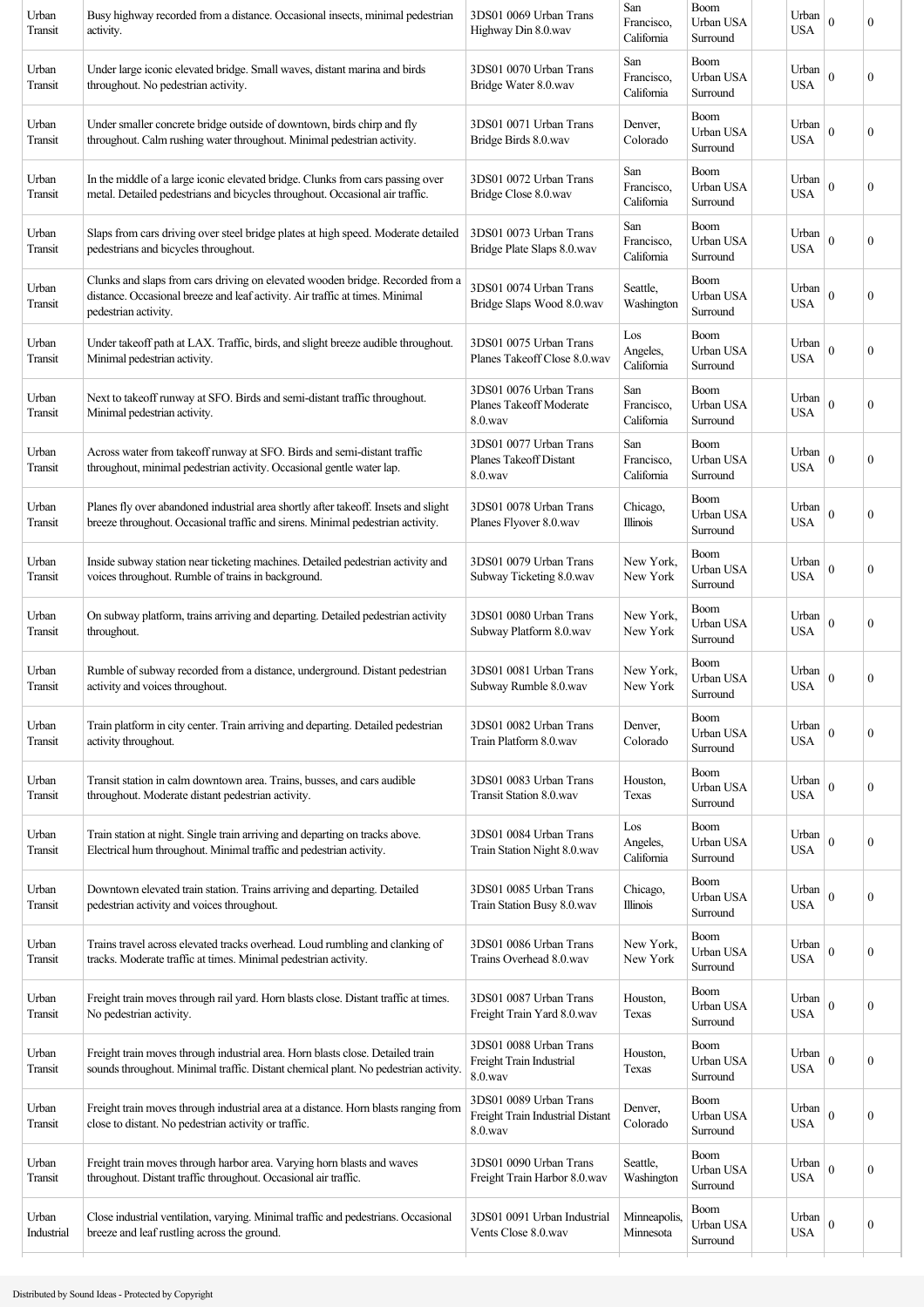| Urban Transit | Busy highway recorded from a distance. Occasional insects, minimal pedestrian activity. | 3DS01 0069 Urban Trans Highway Din 8.0.wav | San Francisco, California | Boom Urban USA Surround | | Urban USA | 0 | 0 |
|---|---|---|---|---|---|---|---|---|
| Urban Transit | Under large iconic elevated bridge. Small waves, distant marina and birds throughout. No pedestrian activity. | 3DS01 0070 Urban Trans Bridge Water 8.0.wav | San Francisco, California | Boom Urban USA Surround | | Urban USA | 0 | 0 |
| Urban Transit | Under smaller concrete bridge outside of downtown, birds chirp and fly throughout. Calm rushing water throughout. Minimal pedestrian activity. | 3DS01 0071 Urban Trans Bridge Birds 8.0.wav | Denver, Colorado | Boom Urban USA Surround | | Urban USA | 0 | 0 |
| Urban Transit | In the middle of a large iconic elevated bridge. Clunks from cars passing over metal. Detailed pedestrians and bicycles throughout. Occasional air traffic. | 3DS01 0072 Urban Trans Bridge Close 8.0.wav | San Francisco, California | Boom Urban USA Surround | | Urban USA | 0 | 0 |
| Urban Transit | Slaps from cars driving over steel bridge plates at high speed. Moderate detailed pedestrians and bicycles throughout. | 3DS01 0073 Urban Trans Bridge Plate Slaps 8.0.wav | San Francisco, California | Boom Urban USA Surround | | Urban USA | 0 | 0 |
| Urban Transit | Clunks and slaps from cars driving on elevated wooden bridge. Recorded from a distance. Occasional breeze and leaf activity. Air traffic at times. Minimal pedestrian activity. | 3DS01 0074 Urban Trans Bridge Slaps Wood 8.0.wav | Seattle, Washington | Boom Urban USA Surround | | Urban USA | 0 | 0 |
| Urban Transit | Under takeoff path at LAX. Traffic, birds, and slight breeze audible throughout. Minimal pedestrian activity. | 3DS01 0075 Urban Trans Planes Takeoff Close 8.0.wav | Los Angeles, California | Boom Urban USA Surround | | Urban USA | 0 | 0 |
| Urban Transit | Next to takeoff runway at SFO. Birds and semi-distant traffic throughout. Minimal pedestrian activity. | 3DS01 0076 Urban Trans Planes Takeoff Moderate 8.0.wav | San Francisco, California | Boom Urban USA Surround | | Urban USA | 0 | 0 |
| Urban Transit | Across water from takeoff runway at SFO. Birds and semi-distant traffic throughout, minimal pedestrian activity. Occasional gentle water lap. | 3DS01 0077 Urban Trans Planes Takeoff Distant 8.0.wav | San Francisco, California | Boom Urban USA Surround | | Urban USA | 0 | 0 |
| Urban Transit | Planes fly over abandoned industrial area shortly after takeoff. Insets and slight breeze throughout. Occasional traffic and sirens. Minimal pedestrian activity. | 3DS01 0078 Urban Trans Planes Flyover 8.0.wav | Chicago, Illinois | Boom Urban USA Surround | | Urban USA | 0 | 0 |
| Urban Transit | Inside subway station near ticketing machines. Detailed pedestrian activity and voices throughout. Rumble of trains in background. | 3DS01 0079 Urban Trans Subway Ticketing 8.0.wav | New York, New York | Boom Urban USA Surround | | Urban USA | 0 | 0 |
| Urban Transit | On subway platform, trains arriving and departing. Detailed pedestrian activity throughout. | 3DS01 0080 Urban Trans Subway Platform 8.0.wav | New York, New York | Boom Urban USA Surround | | Urban USA | 0 | 0 |
| Urban Transit | Rumble of subway recorded from a distance, underground. Distant pedestrian activity and voices throughout. | 3DS01 0081 Urban Trans Subway Rumble 8.0.wav | New York, New York | Boom Urban USA Surround | | Urban USA | 0 | 0 |
| Urban Transit | Train platform in city center. Train arriving and departing. Detailed pedestrian activity throughout. | 3DS01 0082 Urban Trans Train Platform 8.0.wav | Denver, Colorado | Boom Urban USA Surround | | Urban USA | 0 | 0 |
| Urban Transit | Transit station in calm downtown area. Trains, busses, and cars audible throughout. Moderate distant pedestrian activity. | 3DS01 0083 Urban Trans Transit Station 8.0.wav | Houston, Texas | Boom Urban USA Surround | | Urban USA | 0 | 0 |
| Urban Transit | Train station at night. Single train arriving and departing on tracks above. Electrical hum throughout. Minimal traffic and pedestrian activity. | 3DS01 0084 Urban Trans Train Station Night 8.0.wav | Los Angeles, California | Boom Urban USA Surround | | Urban USA | 0 | 0 |
| Urban Transit | Downtown elevated train station. Trains arriving and departing. Detailed pedestrian activity and voices throughout. | 3DS01 0085 Urban Trans Train Station Busy 8.0.wav | Chicago, Illinois | Boom Urban USA Surround | | Urban USA | 0 | 0 |
| Urban Transit | Trains travel across elevated tracks overhead. Loud rumbling and clanking of tracks. Moderate traffic at times. Minimal pedestrian activity. | 3DS01 0086 Urban Trans Trains Overhead 8.0.wav | New York, New York | Boom Urban USA Surround | | Urban USA | 0 | 0 |
| Urban Transit | Freight train moves through rail yard. Horn blasts close. Distant traffic at times. No pedestrian activity. | 3DS01 0087 Urban Trans Freight Train Yard 8.0.wav | Houston, Texas | Boom Urban USA Surround | | Urban USA | 0 | 0 |
| Urban Transit | Freight train moves through industrial area. Horn blasts close. Detailed train sounds throughout. Minimal traffic. Distant chemical plant. No pedestrian activity. | 3DS01 0088 Urban Trans Freight Train Industrial 8.0.wav | Houston, Texas | Boom Urban USA Surround | | Urban USA | 0 | 0 |
| Urban Transit | Freight train moves through industrial area at a distance. Horn blasts ranging from close to distant. No pedestrian activity or traffic. | 3DS01 0089 Urban Trans Freight Train Industrial Distant 8.0.wav | Denver, Colorado | Boom Urban USA Surround | | Urban USA | 0 | 0 |
| Urban Transit | Freight train moves through harbor area. Varying horn blasts and waves throughout. Distant traffic throughout. Occasional air traffic. | 3DS01 0090 Urban Trans Freight Train Harbor 8.0.wav | Seattle, Washington | Boom Urban USA Surround | | Urban USA | 0 | 0 |
| Urban Industrial | Close industrial ventilation, varying. Minimal traffic and pedestrians. Occasional breeze and leaf rustling across the ground. | 3DS01 0091 Urban Industrial Vents Close 8.0.wav | Minneapolis, Minnesota | Boom Urban USA Surround | | Urban USA | 0 | 0 |

Distributed by Sound Ideas - Protected by Copyright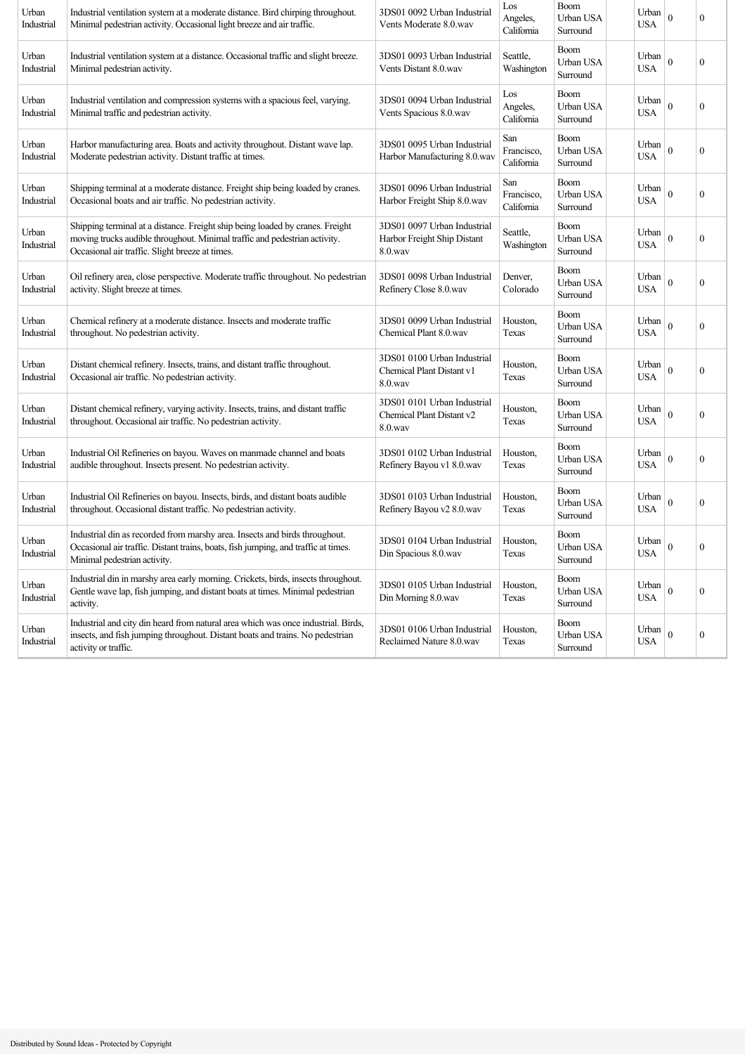| | | | | | | | | |
|---|---|---|---|---|---|---|---|---|
| Urban Industrial | Industrial ventilation system at a moderate distance. Bird chirping throughout. Minimal pedestrian activity. Occasional light breeze and air traffic. | 3DS01 0092 Urban Industrial Vents Moderate 8.0.wav | Los Angeles, California | Boom Urban USA Surround | | Urban USA | 0 | 0 |
| Urban Industrial | Industrial ventilation system at a distance. Occasional traffic and slight breeze. Minimal pedestrian activity. | 3DS01 0093 Urban Industrial Vents Distant 8.0.wav | Seattle, Washington | Boom Urban USA Surround | | Urban USA | 0 | 0 |
| Urban Industrial | Industrial ventilation and compression systems with a spacious feel, varying. Minimal traffic and pedestrian activity. | 3DS01 0094 Urban Industrial Vents Spacious 8.0.wav | Los Angeles, California | Boom Urban USA Surround | | Urban USA | 0 | 0 |
| Urban Industrial | Harbor manufacturing area. Boats and activity throughout. Distant wave lap. Moderate pedestrian activity. Distant traffic at times. | 3DS01 0095 Urban Industrial Harbor Manufacturing 8.0.wav | San Francisco, California | Boom Urban USA Surround | | Urban USA | 0 | 0 |
| Urban Industrial | Shipping terminal at a moderate distance. Freight ship being loaded by cranes. Occasional boats and air traffic. No pedestrian activity. | 3DS01 0096 Urban Industrial Harbor Freight Ship 8.0.wav | San Francisco, California | Boom Urban USA Surround | | Urban USA | 0 | 0 |
| Urban Industrial | Shipping terminal at a distance. Freight ship being loaded by cranes. Freight moving trucks audible throughout. Minimal traffic and pedestrian activity. Occasional air traffic. Slight breeze at times. | 3DS01 0097 Urban Industrial Harbor Freight Ship Distant 8.0.wav | Seattle, Washington | Boom Urban USA Surround | | Urban USA | 0 | 0 |
| Urban Industrial | Oil refinery area, close perspective. Moderate traffic throughout. No pedestrian activity. Slight breeze at times. | 3DS01 0098 Urban Industrial Refinery Close 8.0.wav | Denver, Colorado | Boom Urban USA Surround | | Urban USA | 0 | 0 |
| Urban Industrial | Chemical refinery at a moderate distance. Insects and moderate traffic throughout. No pedestrian activity. | 3DS01 0099 Urban Industrial Chemical Plant 8.0.wav | Houston, Texas | Boom Urban USA Surround | | Urban USA | 0 | 0 |
| Urban Industrial | Distant chemical refinery. Insects, trains, and distant traffic throughout. Occasional air traffic. No pedestrian activity. | 3DS01 0100 Urban Industrial Chemical Plant Distant v1 8.0.wav | Houston, Texas | Boom Urban USA Surround | | Urban USA | 0 | 0 |
| Urban Industrial | Distant chemical refinery, varying activity. Insects, trains, and distant traffic throughout. Occasional air traffic. No pedestrian activity. | 3DS01 0101 Urban Industrial Chemical Plant Distant v2 8.0.wav | Houston, Texas | Boom Urban USA Surround | | Urban USA | 0 | 0 |
| Urban Industrial | Industrial Oil Refineries on bayou. Waves on manmade channel and boats audible throughout. Insects present. No pedestrian activity. | 3DS01 0102 Urban Industrial Refinery Bayou v1 8.0.wav | Houston, Texas | Boom Urban USA Surround | | Urban USA | 0 | 0 |
| Urban Industrial | Industrial Oil Refineries on bayou. Insects, birds, and distant boats audible throughout. Occasional distant traffic. No pedestrian activity. | 3DS01 0103 Urban Industrial Refinery Bayou v2 8.0.wav | Houston, Texas | Boom Urban USA Surround | | Urban USA | 0 | 0 |
| Urban Industrial | Industrial din as recorded from marshy area. Insects and birds throughout. Occasional air traffic. Distant trains, boats, fish jumping, and traffic at times. Minimal pedestrian activity. | 3DS01 0104 Urban Industrial Din Spacious 8.0.wav | Houston, Texas | Boom Urban USA Surround | | Urban USA | 0 | 0 |
| Urban Industrial | Industrial din in marshy area early morning. Crickets, birds, insects throughout. Gentle wave lap, fish jumping, and distant boats at times. Minimal pedestrian activity. | 3DS01 0105 Urban Industrial Din Morning 8.0.wav | Houston, Texas | Boom Urban USA Surround | | Urban USA | 0 | 0 |
| Urban Industrial | Industrial and city din heard from natural area which was once industrial. Birds, insects, and fish jumping throughout. Distant boats and trains. No pedestrian activity or traffic. | 3DS01 0106 Urban Industrial Reclaimed Nature 8.0.wav | Houston, Texas | Boom Urban USA Surround | | Urban USA | 0 | 0 |

Distributed by Sound Ideas - Protected by Copyright